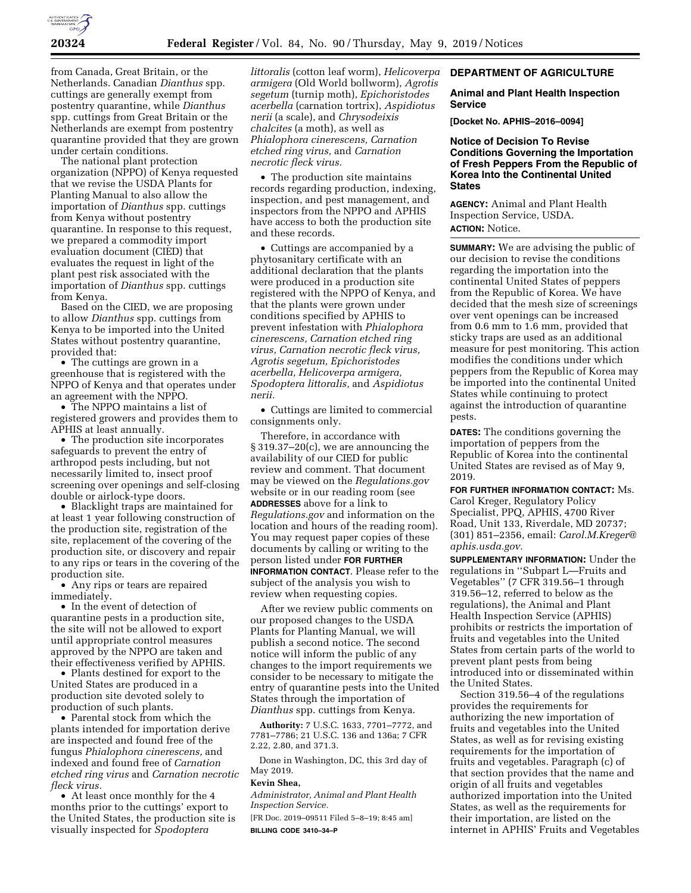from Canada, Great Britain, or the Netherlands. Canadian *Dianthus* spp. cuttings are generally exempt from postentry quarantine, while *Dianthus* spp. cuttings from Great Britain or the Netherlands are exempt from postentry quarantine provided that they are grown under certain conditions.

The national plant protection organization (NPPO) of Kenya requested that we revise the USDA Plants for Planting Manual to also allow the importation of *Dianthus* spp. cuttings from Kenya without postentry quarantine. In response to this request, we prepared a commodity import evaluation document (CIED) that evaluates the request in light of the plant pest risk associated with the importation of *Dianthus* spp. cuttings from Kenya.

Based on the CIED, we are proposing to allow *Dianthus* spp. cuttings from Kenya to be imported into the United States without postentry quarantine, provided that:

- The cuttings are grown in a greenhouse that is registered with the NPPO of Kenya and that operates under an agreement with the NPPO.
- The NPPO maintains a list of registered growers and provides them to APHIS at least annually.
- The production site incorporates safeguards to prevent the entry of arthropod pests including, but not necessarily limited to, insect proof screening over openings and self-closing double or airlock-type doors.
- Blacklight traps are maintained for at least 1 year following construction of the production site, registration of the site, replacement of the covering of the production site, or discovery and repair to any rips or tears in the covering of the production site.
- Any rips or tears are repaired immediately.
- In the event of detection of quarantine pests in a production site, the site will not be allowed to export until appropriate control measures approved by the NPPO are taken and their effectiveness verified by APHIS.
- Plants destined for export to the United States are produced in a production site devoted solely to production of such plants.
- Parental stock from which the plants intended for importation derive are inspected and found free of the fungus *Phialophora cinerescens,* and indexed and found free of *Carnation etched ring virus* and *Carnation necrotic fleck virus.*
- At least once monthly for the 4 months prior to the cuttings' export to the United States, the production site is visually inspected for *Spodoptera littoralis* (cotton leaf worm), *Helicoverpa armigera* (Old World bollworm), *Agrotis segetum* (turnip moth), *Epichoristodes acerbella* (carnation tortrix), *Aspidiotus nerii* (a scale), and *Chrysodeixis chalcites* (a moth), as well as *Phialophora cinerescens, Carnation etched ring virus,* and *Carnation necrotic fleck virus.*
- The production site maintains records regarding production, indexing, inspection, and pest management, and inspectors from the NPPO and APHIS have access to both the production site and these records.
- Cuttings are accompanied by a phytosanitary certificate with an additional declaration that the plants were produced in a production site registered with the NPPO of Kenya, and that the plants were grown under conditions specified by APHIS to prevent infestation with *Phialophora cinerescens, Carnation etched ring virus, Carnation necrotic fleck virus, Agrotis segetum, Epichoristodes acerbella, Helicoverpa armigera, Spodoptera littoralis,* and *Aspidiotus nerii.*
- Cuttings are limited to commercial consignments only.

Therefore, in accordance with § 319.37–20(c), we are announcing the availability of our CIED for public review and comment. That document may be viewed on the *Regulations.gov* website or in our reading room (see **ADDRESSES** above for a link to *Regulations.gov* and information on the location and hours of the reading room). You may request paper copies of these documents by calling or writing to the person listed under **FOR FURTHER INFORMATION CONTACT**. Please refer to the subject of the analysis you wish to review when requesting copies.

After we review public comments on our proposed changes to the USDA Plants for Planting Manual, we will publish a second notice. The second notice will inform the public of any changes to the import requirements we consider to be necessary to mitigate the entry of quarantine pests into the United States through the importation of *Dianthus* spp. cuttings from Kenya.

**Authority:** 7 U.S.C. 1633, 7701–7772, and 7781–7786; 21 U.S.C. 136 and 136a; 7 CFR 2.22, 2.80, and 371.3.

Done in Washington, DC, this 3rd day of May 2019.

**Kevin Shea,**

*Administrator, Animal and Plant Health Inspection Service.*

[FR Doc. 2019–09511 Filed 5–8–19; 8:45 am]

**BILLING CODE 3410–34–P**

## DEPARTMENT OF AGRICULTURE

### Animal and Plant Health Inspection Service

**[Docket No. APHIS–2016–0094]**

### Notice of Decision To Revise Conditions Governing the Importation of Fresh Peppers From the Republic of Korea Into the Continental United States

**AGENCY:** Animal and Plant Health Inspection Service, USDA.

**ACTION:** Notice.

**SUMMARY:** We are advising the public of our decision to revise the conditions regarding the importation into the continental United States of peppers from the Republic of Korea. We have decided that the mesh size of screenings over vent openings can be increased from 0.6 mm to 1.6 mm, provided that sticky traps are used as an additional measure for pest monitoring. This action modifies the conditions under which peppers from the Republic of Korea may be imported into the continental United States while continuing to protect against the introduction of quarantine pests.

**DATES:** The conditions governing the importation of peppers from the Republic of Korea into the continental United States are revised as of May 9, 2019.

**FOR FURTHER INFORMATION CONTACT:** Ms. Carol Kreger, Regulatory Policy Specialist, PPQ, APHIS, 4700 River Road, Unit 133, Riverdale, MD 20737; (301) 851–2356, email: *Carol.M.Kreger@aphis.usda.gov.*

**SUPPLEMENTARY INFORMATION:** Under the regulations in "Subpart L—Fruits and Vegetables" (7 CFR 319.56–1 through 319.56–12, referred to below as the regulations), the Animal and Plant Health Inspection Service (APHIS) prohibits or restricts the importation of fruits and vegetables into the United States from certain parts of the world to prevent plant pests from being introduced into or disseminated within the United States.

Section 319.56–4 of the regulations provides the requirements for authorizing the new importation of fruits and vegetables into the United States, as well as for revising existing requirements for the importation of fruits and vegetables. Paragraph (c) of that section provides that the name and origin of all fruits and vegetables authorized importation into the United States, as well as the requirements for their importation, are listed on the internet in APHIS' Fruits and Vegetables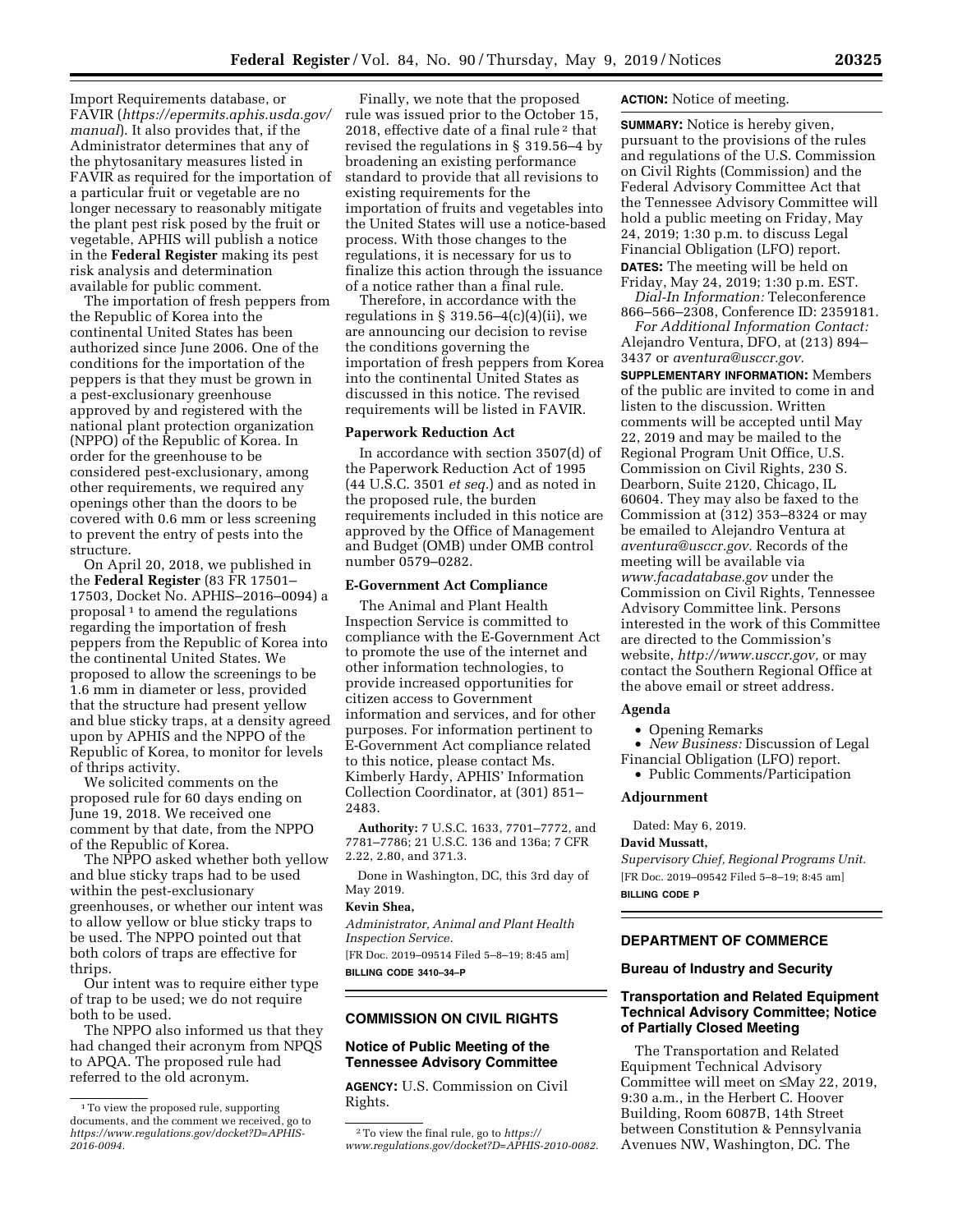Import Requirements database, or FAVIR (*https://epermits.aphis.usda.gov/manual*). It also provides that, if the Administrator determines that any of the phytosanitary measures listed in FAVIR as required for the importation of a particular fruit or vegetable are no longer necessary to reasonably mitigate the plant pest risk posed by the fruit or vegetable, APHIS will publish a notice in the **Federal Register** making its pest risk analysis and determination available for public comment.

The importation of fresh peppers from the Republic of Korea into the continental United States has been authorized since June 2006. One of the conditions for the importation of the peppers is that they must be grown in a pest-exclusionary greenhouse approved by and registered with the national plant protection organization (NPPO) of the Republic of Korea. In order for the greenhouse to be considered pest-exclusionary, among other requirements, we required any openings other than the doors to be covered with 0.6 mm or less screening to prevent the entry of pests into the structure.

On April 20, 2018, we published in the **Federal Register** (83 FR 17501–17503, Docket No. APHIS–2016–0094) a proposal [1] to amend the regulations regarding the importation of fresh peppers from the Republic of Korea into the continental United States. We proposed to allow the screenings to be 1.6 mm in diameter or less, provided that the structure had present yellow and blue sticky traps, at a density agreed upon by APHIS and the NPPO of the Republic of Korea, to monitor for levels of thrips activity.

We solicited comments on the proposed rule for 60 days ending on June 19, 2018. We received one comment by that date, from the NPPO of the Republic of Korea.

The NPPO asked whether both yellow and blue sticky traps had to be used within the pest-exclusionary greenhouses, or whether our intent was to allow yellow or blue sticky traps to be used. The NPPO pointed out that both colors of traps are effective for thrips.

Our intent was to require either type of trap to be used; we do not require both to be used.

The NPPO also informed us that they had changed their acronym from NPQS to APQA. The proposed rule had referred to the old acronym.

Finally, we note that the proposed rule was issued prior to the October 15, 2018, effective date of a final rule [2] that revised the regulations in § 319.56–4 by broadening an existing performance standard to provide that all revisions to existing requirements for the importation of fruits and vegetables into the United States will use a notice-based process. With those changes to the regulations, it is necessary for us to finalize this action through the issuance of a notice rather than a final rule.

Therefore, in accordance with the regulations in § 319.56–4(c)(4)(ii), we are announcing our decision to revise the conditions governing the importation of fresh peppers from Korea into the continental United States as discussed in this notice. The revised requirements will be listed in FAVIR.

### Paperwork Reduction Act

In accordance with section 3507(d) of the Paperwork Reduction Act of 1995 (44 U.S.C. 3501 *et seq.*) and as noted in the proposed rule, the burden requirements included in this notice are approved by the Office of Management and Budget (OMB) under OMB control number 0579–0282.

### E-Government Act Compliance

The Animal and Plant Health Inspection Service is committed to compliance with the E-Government Act to promote the use of the internet and other information technologies, to provide increased opportunities for citizen access to Government information and services, and for other purposes. For information pertinent to E-Government Act compliance related to this notice, please contact Ms. Kimberly Hardy, APHIS' Information Collection Coordinator, at (301) 851–2483.

**Authority:** 7 U.S.C. 1633, 7701–7772, and 7781–7786; 21 U.S.C. 136 and 136a; 7 CFR 2.22, 2.80, and 371.3.

Done in Washington, DC, this 3rd day of May 2019.

**Kevin Shea,**

*Administrator, Animal and Plant Health Inspection Service.*

[FR Doc. 2019–09514 Filed 5–8–19; 8:45 am]

**BILLING CODE 3410–34–P**

[1] To view the proposed rule, supporting documents, and the comment we received, go to *https://www.regulations.gov/docket?D=APHIS-2016-0094.*

[2] To view the final rule, go to *https://www.regulations.gov/docket?D=APHIS-2010-0082.*

## COMMISSION ON CIVIL RIGHTS

### Notice of Public Meeting of the Tennessee Advisory Committee

**AGENCY:** U.S. Commission on Civil Rights.

**ACTION:** Notice of meeting.

**SUMMARY:** Notice is hereby given, pursuant to the provisions of the rules and regulations of the U.S. Commission on Civil Rights (Commission) and the Federal Advisory Committee Act that the Tennessee Advisory Committee will hold a public meeting on Friday, May 24, 2019; 1:30 p.m. to discuss Legal Financial Obligation (LFO) report.

**DATES:** The meeting will be held on Friday, May 24, 2019; 1:30 p.m. EST.

*Dial-In Information:* Teleconference 866–566–2308, Conference ID: 2359181.

*For Additional Information Contact:* Alejandro Ventura, DFO, at (213) 894–3437 or *aventura@usccr.gov.*

**SUPPLEMENTARY INFORMATION:** Members of the public are invited to come in and listen to the discussion. Written comments will be accepted until May 22, 2019 and may be mailed to the Regional Program Unit Office, U.S. Commission on Civil Rights, 230 S. Dearborn, Suite 2120, Chicago, IL 60604. They may also be faxed to the Commission at (312) 353–8324 or may be emailed to Alejandro Ventura at *aventura@usccr.gov.* Records of the meeting will be available via *www.facadatabase.gov* under the Commission on Civil Rights, Tennessee Advisory Committee link. Persons interested in the work of this Committee are directed to the Commission's website, *http://www.usccr.gov,* or may contact the Southern Regional Office at the above email or street address.

### Agenda

- Opening Remarks
- *New Business:* Discussion of Legal Financial Obligation (LFO) report.
- Public Comments/Participation

### Adjournment

Dated: May 6, 2019.

**David Mussatt,**

*Supervisory Chief, Regional Programs Unit.*

[FR Doc. 2019–09542 Filed 5–8–19; 8:45 am]

**BILLING CODE P**

## DEPARTMENT OF COMMERCE

### Bureau of Industry and Security

### Transportation and Related Equipment Technical Advisory Committee; Notice of Partially Closed Meeting

The Transportation and Related Equipment Technical Advisory Committee will meet on ≤May 22, 2019, 9:30 a.m., in the Herbert C. Hoover Building, Room 6087B, 14th Street between Constitution & Pennsylvania Avenues NW, Washington, DC. The